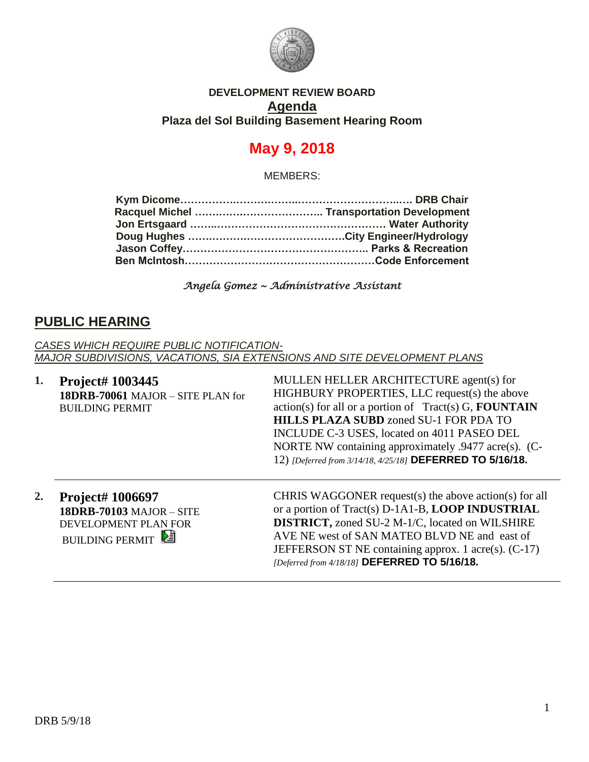**DEVELOPMENT REVIEW BOARD**

**Agenda**

**Plaza del Sol Building Basement Hearing Room**

# May 9, 2018

MEMBERS:

**Kym Dicome……………………………………………………… DRB Chair**
**Racquel Michel ……………………………… Transportation Development**
**Jon Ertsgaard ……………………………………………… Water Authority**
**Doug Hughes ………………………………………City Engineer/Hydrology**
**Jason Coffey…………………………………………… Parks & Recreation**
**Ben McIntosh…………………………………………Code Enforcement**

*Angela Gomez ~ Administrative Assistant*

## PUBLIC HEARING

*CASES WHICH REQUIRE PUBLIC NOTIFICATION-*
*MAJOR SUBDIVISIONS, VACATIONS, SIA EXTENSIONS AND SITE DEVELOPMENT PLANS*

**1. Project# 1003445**
**18DRB-70061** MAJOR – SITE PLAN for BUILDING PERMIT

MULLEN HELLER ARCHITECTURE agent(s) for HIGHBURY PROPERTIES, LLC request(s) the above action(s) for all or a portion of Tract(s) G, **FOUNTAIN HILLS PLAZA SUBD** zoned SU-1 FOR PDA TO INCLUDE C-3 USES, located on 4011 PASEO DEL NORTE NW containing approximately .9477 acre(s). (C-12) *[Deferred from 3/14/18, 4/25/18]* **DEFERRED TO 5/16/18.**

---

**2. Project# 1006697**
**18DRB-70103** MAJOR – SITE DEVELOPMENT PLAN FOR BUILDING PERMIT

CHRIS WAGGONER request(s) the above action(s) for all or a portion of Tract(s) D-1A1-B, **LOOP INDUSTRIAL DISTRICT,** zoned SU-2 M-1/C, located on WILSHIRE AVE NE west of SAN MATEO BLVD NE and east of JEFFERSON ST NE containing approx. 1 acre(s). (C-17) *[Deferred from 4/18/18]* **DEFERRED TO 5/16/18.**

---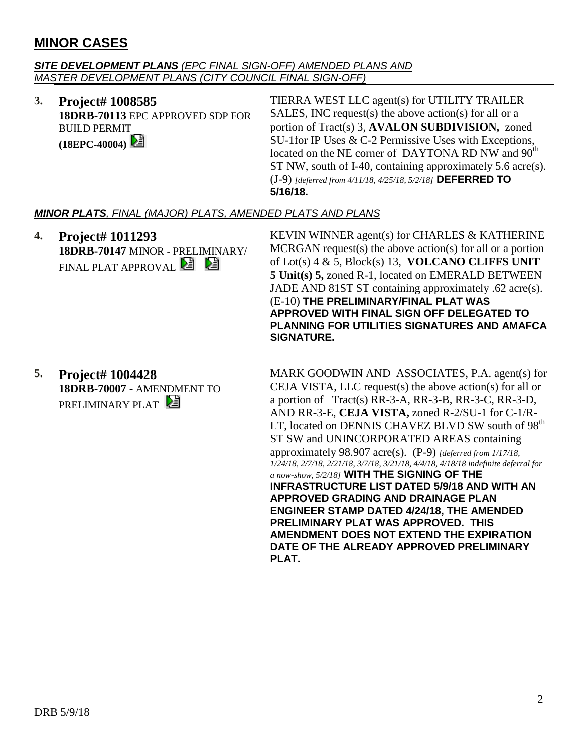## MINOR CASES

***SITE DEVELOPMENT PLANS** (EPC FINAL SIGN-OFF) AMENDED PLANS AND MASTER DEVELOPMENT PLANS (CITY COUNCIL FINAL SIGN-OFF)*

| | | |
|---|---|---|
| **3.** | **Project# 1008585**<br>**18DRB-70113** EPC APPROVED SDP FOR BUILD PERMIT<br>**(18EPC-40004)** | TIERRA WEST LLC agent(s) for UTILITY TRAILER SALES, INC request(s) the above action(s) for all or a portion of Tract(s) 3, **AVALON SUBDIVISION,** zoned SU-1for IP Uses & C-2 Permissive Uses with Exceptions, located on the NE corner of DAYTONA RD NW and 90th ST NW, south of I-40, containing approximately 5.6 acre(s). (J-9) *[deferred from 4/11/18, 4/25/18, 5/2/18]* **DEFERRED TO 5/16/18.** |

***MINOR PLATS**, FINAL (MAJOR) PLATS, AMENDED PLATS AND PLANS*

| | | |
|---|---|---|
| **4.** | **Project# 1011293**<br>**18DRB-70147** MINOR - PRELIMINARY/ FINAL PLAT APPROVAL | KEVIN WINNER agent(s) for CHARLES & KATHERINE MCRGAN request(s) the above action(s) for all or a portion of Lot(s) 4 & 5, Block(s) 13, **VOLCANO CLIFFS UNIT 5 Unit(s) 5,** zoned R-1, located on EMERALD BETWEEN JADE AND 81ST ST containing approximately .62 acre(s). (E-10) **THE PRELIMINARY/FINAL PLAT WAS APPROVED WITH FINAL SIGN OFF DELEGATED TO PLANNING FOR UTILITIES SIGNATURES AND AMAFCA SIGNATURE.** |
| **5.** | **Project# 1004428**<br>**18DRB-70007** - AMENDMENT TO PRELIMINARY PLAT | MARK GOODWIN AND ASSOCIATES, P.A. agent(s) for CEJA VISTA, LLC request(s) the above action(s) for all or a portion of Tract(s) RR-3-A, RR-3-B, RR-3-C, RR-3-D, AND RR-3-E, **CEJA VISTA,** zoned R-2/SU-1 for C-1/R-LT, located on DENNIS CHAVEZ BLVD SW south of 98th ST SW and UNINCORPORATED AREAS containing approximately 98.907 acre(s). (P-9) *[deferred from 1/17/18, 1/24/18, 2/7/18, 2/21/18, 3/7/18, 3/21/18, 4/4/18, 4/18/18 indefinite deferral for a now-show, 5/2/18]* **WITH THE SIGNING OF THE INFRASTRUCTURE LIST DATED 5/9/18 AND WITH AN APPROVED GRADING AND DRAINAGE PLAN ENGINEER STAMP DATED 4/24/18, THE AMENDED PRELIMINARY PLAT WAS APPROVED. THIS AMENDMENT DOES NOT EXTEND THE EXPIRATION DATE OF THE ALREADY APPROVED PRELIMINARY PLAT.** |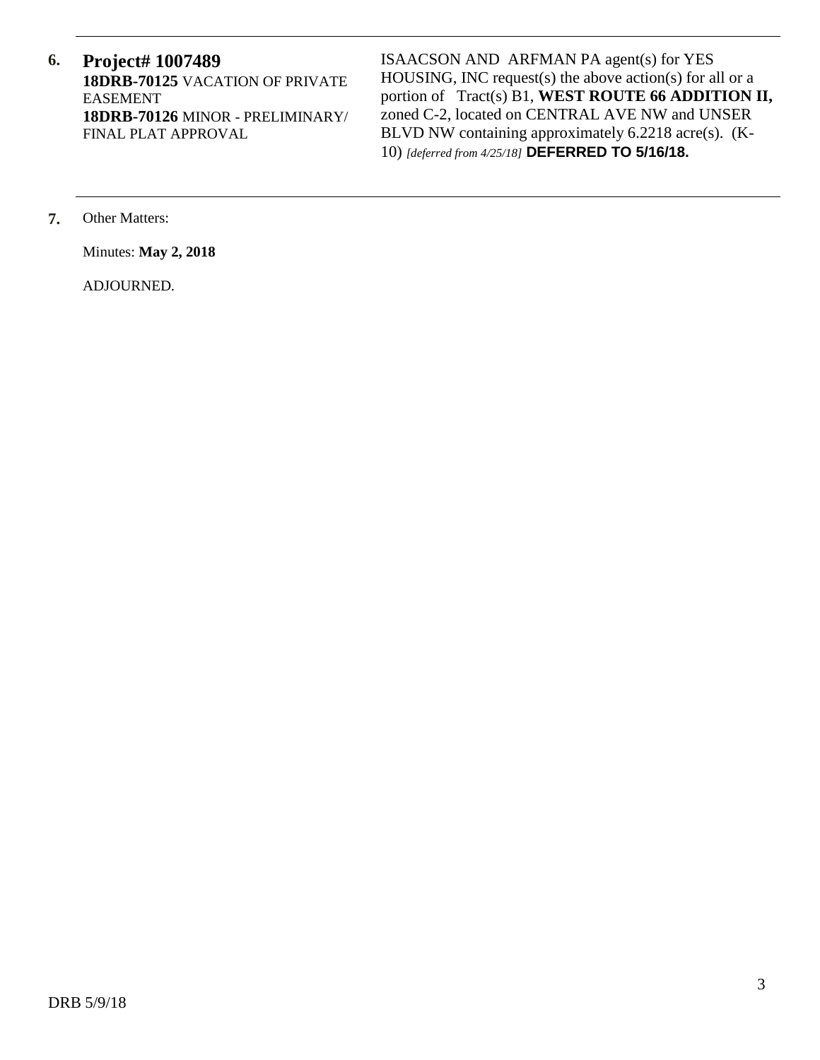**6. Project# 1007489**
**18DRB-70125** VACATION OF PRIVATE EASEMENT
**18DRB-70126** MINOR - PRELIMINARY/ FINAL PLAT APPROVAL

ISAACSON AND ARFMAN PA agent(s) for YES HOUSING, INC request(s) the above action(s) for all or a portion of Tract(s) B1, **WEST ROUTE 66 ADDITION II,** zoned C-2, located on CENTRAL AVE NW and UNSER BLVD NW containing approximately 6.2218 acre(s). (K-10) *[deferred from 4/25/18]* **DEFERRED TO 5/16/18.**

---

**7.** Other Matters:

Minutes: **May 2, 2018**

ADJOURNED.